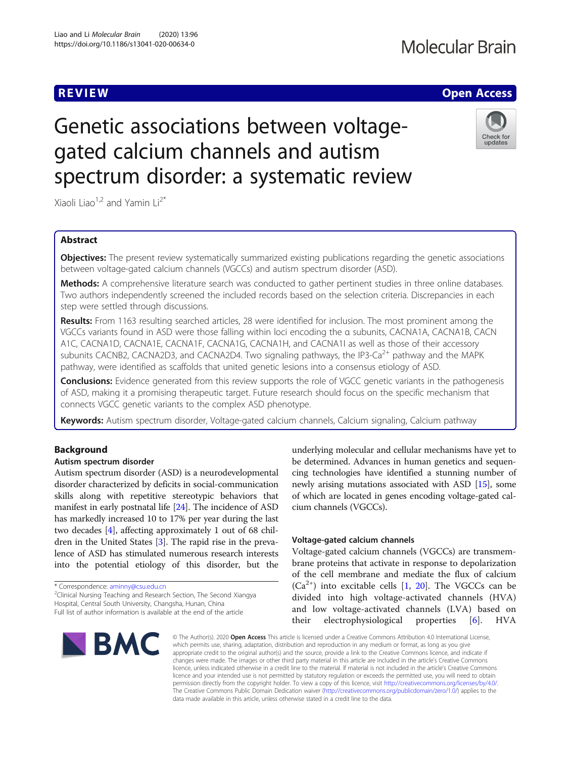REVIEW

Open Access

# Genetic associations between voltage-gated calcium channels and autism spectrum disorder: a systematic review

Xiaoli Liao[1,2] and Yamin Li[2*]

## Abstract

**Objectives:** The present review systematically summarized existing publications regarding the genetic associations between voltage-gated calcium channels (VGCCs) and autism spectrum disorder (ASD).

**Methods:** A comprehensive literature search was conducted to gather pertinent studies in three online databases. Two authors independently screened the included records based on the selection criteria. Discrepancies in each step were settled through discussions.

**Results:** From 1163 resulting searched articles, 28 were identified for inclusion. The most prominent among the VGCCs variants found in ASD were those falling within loci encoding the α subunits, CACNA1A, CACNA1B, CACNA1C, CACNA1D, CACNA1E, CACNA1F, CACNA1G, CACNA1H, and CACNA1I as well as those of their accessory subunits CACNB2, CACNA2D3, and CACNA2D4. Two signaling pathways, the IP3-$Ca^{2+}$ pathway and the MAPK pathway, were identified as scaffolds that united genetic lesions into a consensus etiology of ASD.

**Conclusions:** Evidence generated from this review supports the role of VGCC genetic variants in the pathogenesis of ASD, making it a promising therapeutic target. Future research should focus on the specific mechanism that connects VGCC genetic variants to the complex ASD phenotype.

**Keywords:** Autism spectrum disorder, Voltage-gated calcium channels, Calcium signaling, Calcium pathway

## Background

### Autism spectrum disorder

Autism spectrum disorder (ASD) is a neurodevelopmental disorder characterized by deficits in social-communication skills along with repetitive stereotypic behaviors that manifest in early postnatal life [24]. The incidence of ASD has markedly increased 10 to 17% per year during the last two decades [4], affecting approximately 1 out of 68 children in the United States [3]. The rapid rise in the prevalence of ASD has stimulated numerous research interests into the potential etiology of this disorder, but the underlying molecular and cellular mechanisms have yet to be determined. Advances in human genetics and sequencing technologies have identified a stunning number of newly arising mutations associated with ASD [15], some of which are located in genes encoding voltage-gated calcium channels (VGCCs).

### Voltage-gated calcium channels

Voltage-gated calcium channels (VGCCs) are transmembrane proteins that activate in response to depolarization of the cell membrane and mediate the flux of calcium ($Ca^{2+}$) into excitable cells [1, 20]. The VGCCs can be divided into high voltage-activated channels (HVA) and low voltage-activated channels (LVA) based on their electrophysiological properties [6]. HVA

\* Correspondence: aminny@csu.edu.cn
[2]Clinical Nursing Teaching and Research Section, The Second Xiangya Hospital, Central South University, Changsha, Hunan, China
Full list of author information is available at the end of the article

© The Author(s). 2020 **Open Access** This article is licensed under a Creative Commons Attribution 4.0 International License, which permits use, sharing, adaptation, distribution and reproduction in any medium or format, as long as you give appropriate credit to the original author(s) and the source, provide a link to the Creative Commons licence, and indicate if changes were made. The images or other third party material in this article are included in the article's Creative Commons licence, unless indicated otherwise in a credit line to the material. If material is not included in the article's Creative Commons licence and your intended use is not permitted by statutory regulation or exceeds the permitted use, you will need to obtain permission directly from the copyright holder. To view a copy of this licence, visit http://creativecommons.org/licenses/by/4.0/. The Creative Commons Public Domain Dedication waiver (http://creativecommons.org/publicdomain/zero/1.0/) applies to the data made available in this article, unless otherwise stated in a credit line to the data.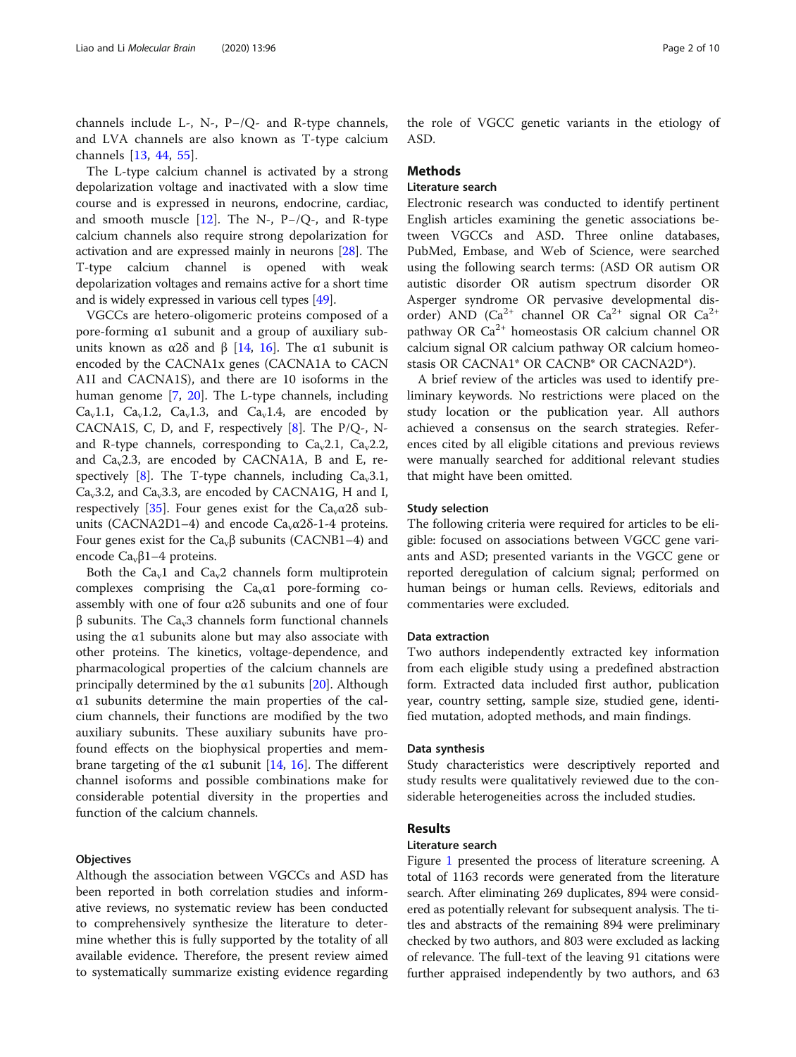channels include L-, N-, P−/Q- and R-type channels, and LVA channels are also known as T-type calcium channels [13, 44, 55].

The L-type calcium channel is activated by a strong depolarization voltage and inactivated with a slow time course and is expressed in neurons, endocrine, cardiac, and smooth muscle [12]. The N-, P−/Q-, and R-type calcium channels also require strong depolarization for activation and are expressed mainly in neurons [28]. The T-type calcium channel is opened with weak depolarization voltages and remains active for a short time and is widely expressed in various cell types [49].

VGCCs are hetero-oligomeric proteins composed of a pore-forming α1 subunit and a group of auxiliary subunits known as α2δ and β [14, 16]. The α1 subunit is encoded by the CACNA1x genes (CACNA1A to CACNA1I and CACNA1S), and there are 10 isoforms in the human genome [7, 20]. The L-type channels, including $Ca_v1.1$, $Ca_v1.2$, $Ca_v1.3$, and $Ca_v1.4$, are encoded by CACNA1S, C, D, and F, respectively [8]. The P/Q-, N- and R-type channels, corresponding to $Ca_v2.1$, $Ca_v2.2$, and $Ca_v2.3$, are encoded by CACNA1A, B and E, respectively [8]. The T-type channels, including $Ca_v3.1$, $Ca_v3.2$, and $Ca_v3.3$, are encoded by CACNA1G, H and I, respectively [35]. Four genes exist for the $Ca_v\alpha2\delta$ subunits (CACNA2D1–4) and encode $Ca_v\alpha2\delta$-1-4 proteins. Four genes exist for the $Ca_v\beta$ subunits (CACNB1–4) and encode $Ca_v\beta1$–4 proteins.

Both the $Ca_v1$ and $Ca_v2$ channels form multiprotein complexes comprising the $Ca_v\alpha1$ pore-forming co-assembly with one of four α2δ subunits and one of four β subunits. The $Ca_v3$ channels form functional channels using the α1 subunits alone but may also associate with other proteins. The kinetics, voltage-dependence, and pharmacological properties of the calcium channels are principally determined by the α1 subunits [20]. Although α1 subunits determine the main properties of the calcium channels, their functions are modified by the two auxiliary subunits. These auxiliary subunits have profound effects on the biophysical properties and membrane targeting of the α1 subunit [14, 16]. The different channel isoforms and possible combinations make for considerable potential diversity in the properties and function of the calcium channels.

### Objectives

Although the association between VGCCs and ASD has been reported in both correlation studies and informative reviews, no systematic review has been conducted to comprehensively synthesize the literature to determine whether this is fully supported by the totality of all available evidence. Therefore, the present review aimed to systematically summarize existing evidence regarding the role of VGCC genetic variants in the etiology of ASD.

## Methods

### Literature search

Electronic research was conducted to identify pertinent English articles examining the genetic associations between VGCCs and ASD. Three online databases, PubMed, Embase, and Web of Science, were searched using the following search terms: (ASD OR autism OR autistic disorder OR autism spectrum disorder OR Asperger syndrome OR pervasive developmental disorder) AND ($Ca^{2+}$ channel OR $Ca^{2+}$ signal OR $Ca^{2+}$ pathway OR $Ca^{2+}$ homeostasis OR calcium channel OR calcium signal OR calcium pathway OR calcium homeostasis OR CACNA1* OR CACNB* OR CACNA2D*).

A brief review of the articles was used to identify preliminary keywords. No restrictions were placed on the study location or the publication year. All authors achieved a consensus on the search strategies. References cited by all eligible citations and previous reviews were manually searched for additional relevant studies that might have been omitted.

### Study selection

The following criteria were required for articles to be eligible: focused on associations between VGCC gene variants and ASD; presented variants in the VGCC gene or reported deregulation of calcium signal; performed on human beings or human cells. Reviews, editorials and commentaries were excluded.

### Data extraction

Two authors independently extracted key information from each eligible study using a predefined abstraction form. Extracted data included first author, publication year, country setting, sample size, studied gene, identified mutation, adopted methods, and main findings.

### Data synthesis

Study characteristics were descriptively reported and study results were qualitatively reviewed due to the considerable heterogeneities across the included studies.

## Results

### Literature search

Figure 1 presented the process of literature screening. A total of 1163 records were generated from the literature search. After eliminating 269 duplicates, 894 were considered as potentially relevant for subsequent analysis. The titles and abstracts of the remaining 894 were preliminary checked by two authors, and 803 were excluded as lacking of relevance. The full-text of the leaving 91 citations were further appraised independently by two authors, and 63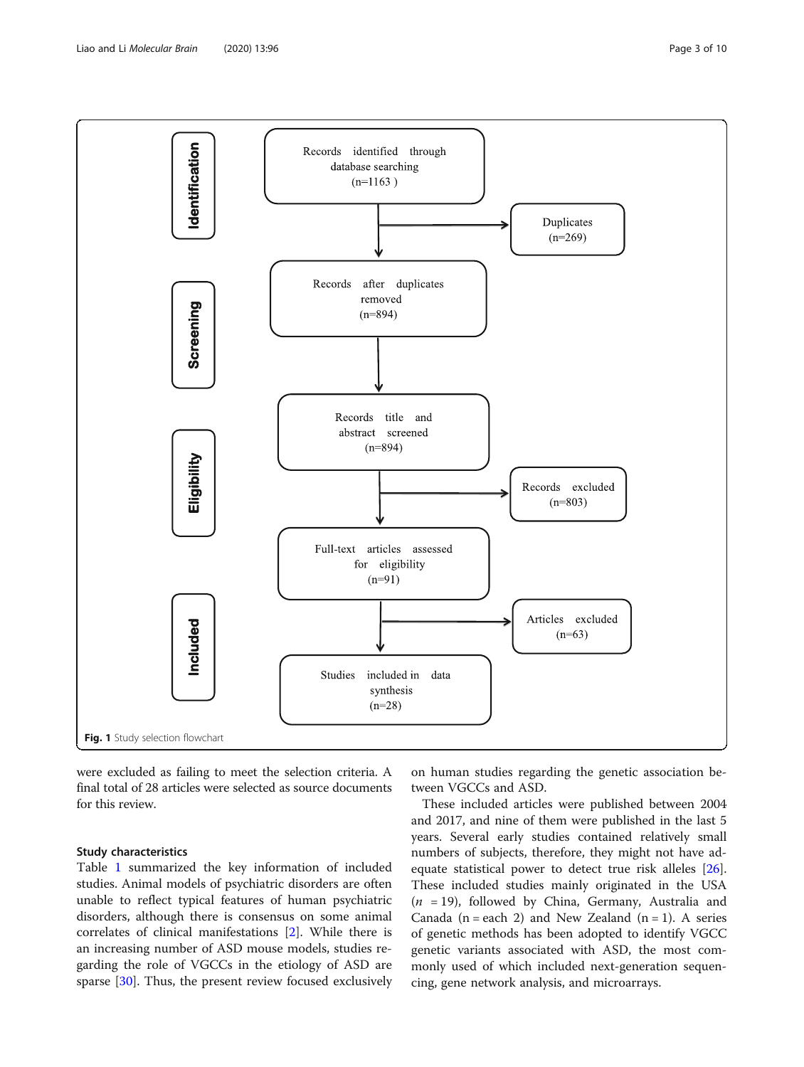| Stage | Step |
| --- | --- |
| Identification | Records identified through database searching (n=1163) |
| | Duplicates (n=269) |
| Screening | Records after duplicates removed (n=894) |
| Eligibility | Records title and abstract screened (n=894) |
| | Records excluded (n=803) |
| | Full-text articles assessed for eligibility (n=91) |
| | Articles excluded (n=63) |
| Included | Studies included in data synthesis (n=28) |

**Fig. 1** Study selection flowchart

were excluded as failing to meet the selection criteria. A final total of 28 articles were selected as source documents for this review.

### Study characteristics

Table 1 summarized the key information of included studies. Animal models of psychiatric disorders are often unable to reflect typical features of human psychiatric disorders, although there is consensus on some animal correlates of clinical manifestations [2]. While there is an increasing number of ASD mouse models, studies regarding the role of VGCCs in the etiology of ASD are sparse [30]. Thus, the present review focused exclusively on human studies regarding the genetic association between VGCCs and ASD.

These included articles were published between 2004 and 2017, and nine of them were published in the last 5 years. Several early studies contained relatively small numbers of subjects, therefore, they might not have adequate statistical power to detect true risk alleles [26]. These included studies mainly originated in the USA ($n = 19$), followed by China, Germany, Australia and Canada (n = each 2) and New Zealand (n = 1). A series of genetic methods has been adopted to identify VGCC genetic variants associated with ASD, the most commonly used of which included next-generation sequencing, gene network analysis, and microarrays.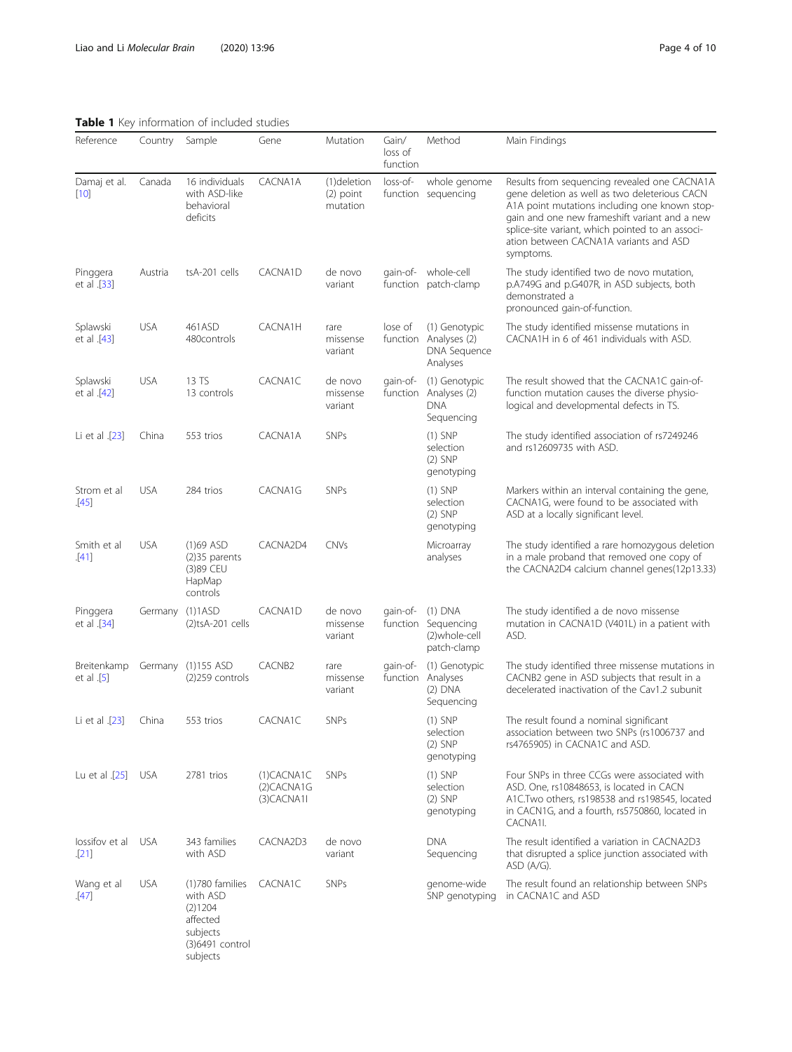**Table 1** Key information of included studies

| Reference | Country | Sample | Gene | Mutation | Gain/ loss of function | Method | Main Findings |
|---|---|---|---|---|---|---|---|
| Damaj et al. [10] | Canada | 16 individuals with ASD-like behavioral deficits | CACNA1A | (1)deletion (2) point mutation | loss-of-function | whole genome sequencing | Results from sequencing revealed one CACNA1A gene deletion as well as two deleterious CACN A1A point mutations including one known stop-gain and one new frameshift variant and a new splice-site variant, which pointed to an association between CACNA1A variants and ASD symptoms. |
| Pinggera et al .[33] | Austria | tsA-201 cells | CACNA1D | de novo variant | gain-of-function | whole-cell patch-clamp | The study identified two de novo mutation, p.A749G and p.G407R, in ASD subjects, both demonstrated a pronounced gain-of-function. |
| Splawski et al .[43] | USA | 461ASD 480controls | CACNA1H | rare missense variant | lose of function | (1) Genotypic Analyses (2) DNA Sequence Analyses | The study identified missense mutations in CACNA1H in 6 of 461 individuals with ASD. |
| Splawski et al .[42] | USA | 13 TS 13 controls | CACNA1C | de novo missense variant | gain-of-function | (1) Genotypic Analyses (2) DNA Sequencing | The result showed that the CACNA1C gain-of-function mutation causes the diverse physiological and developmental defects in TS. |
| Li et al .[23] | China | 553 trios | CACNA1A | SNPs | | (1) SNP selection (2) SNP genotyping | The study identified association of rs7249246 and rs12609735 with ASD. |
| Strom et al .[45] | USA | 284 trios | CACNA1G | SNPs | | (1) SNP selection (2) SNP genotyping | Markers within an interval containing the gene, CACNA1G, were found to be associated with ASD at a locally significant level. |
| Smith et al .[41] | USA | (1)69 ASD (2)35 parents (3)89 CEU HapMap controls | CACNA2D4 | CNVs | | Microarray analyses | The study identified a rare homozygous deletion in a male proband that removed one copy of the CACNA2D4 calcium channel genes(12p13.33) |
| Pinggera et al .[34] | Germany | (1)1ASD (2)tsA-201 cells | CACNA1D | de novo missense variant | gain-of-function | (1) DNA Sequencing (2)whole-cell patch-clamp | The study identified a de novo missense mutation in CACNA1D (V401L) in a patient with ASD. |
| Breitenkamp et al .[5] | Germany | (1)155 ASD (2)259 controls | CACNB2 | rare missense variant | gain-of-function | (1) Genotypic Analyses (2) DNA Sequencing | The study identified three missense mutations in CACNB2 gene in ASD subjects that result in a decelerated inactivation of the Cav1.2 subunit |
| Li et al .[23] | China | 553 trios | CACNA1C | SNPs | | (1) SNP selection (2) SNP genotyping | The result found a nominal significant association between two SNPs (rs1006737 and rs4765905) in CACNA1C and ASD. |
| Lu et al .[25] | USA | 2781 trios | (1)CACNA1C (2)CACNA1G (3)CACNA1I | SNPs | | (1) SNP selection (2) SNP genotyping | Four SNPs in three CCGs were associated with ASD. One, rs10848653, is located in CACN A1C.Two others, rs198538 and rs198545, located in CACN1G, and a fourth, rs5750860, located in CACNA1I. |
| Iossifov et al .[21] | USA | 343 families with ASD | CACNA2D3 | de novo variant | | DNA Sequencing | The result identified a variation in CACNA2D3 that disrupted a splice junction associated with ASD (A/G). |
| Wang et al .[47] | USA | (1)780 families with ASD (2)1204 affected subjects (3)6491 control subjects | CACNA1C | SNPs | | genome-wide SNP genotyping | The result found an relationship between SNPs in CACNA1C and ASD |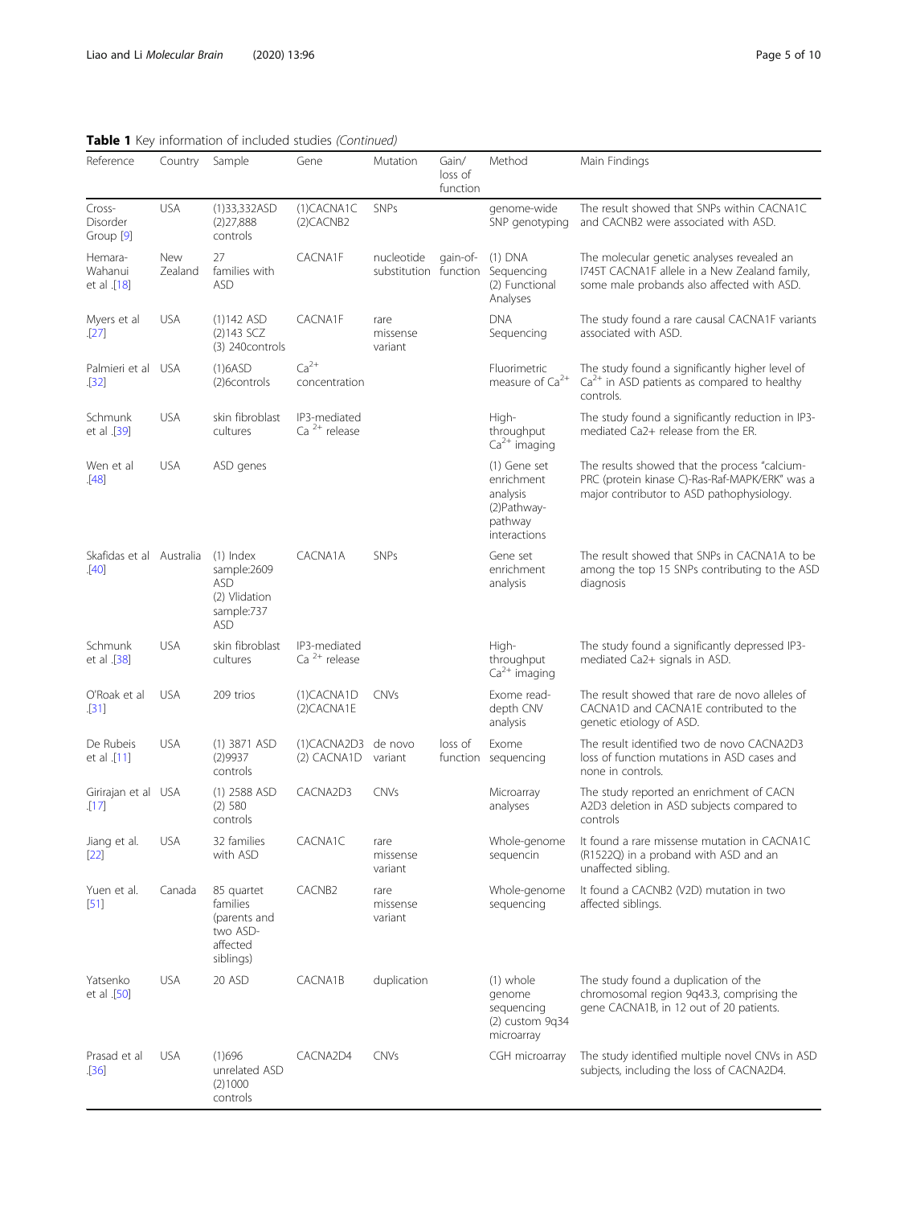**Table 1** Key information of included studies *(Continued)*

| Reference | Country | Sample | Gene | Mutation | Gain/ loss of function | Method | Main Findings |
|---|---|---|---|---|---|---|---|
| Cross-Disorder Group [9] | USA | (1)33,332ASD (2)27,888 controls | (1)CACNA1C (2)CACNB2 | SNPs | | genome-wide SNP genotyping | The result showed that SNPs within CACNA1C and CACNB2 were associated with ASD. |
| Hemara-Wahanui et al .[18] | New Zealand | 27 families with ASD | CACNA1F | nucleotide substitution | gain-of-function | (1) DNA Sequencing (2) Functional Analyses | The molecular genetic analyses revealed an I745T CACNA1F allele in a New Zealand family, some male probands also affected with ASD. |
| Myers et al .[27] | USA | (1)142 ASD (2)143 SCZ (3) 240controls | CACNA1F | rare missense variant | | DNA Sequencing | The study found a rare causal CACNA1F variants associated with ASD. |
| Palmieri et al .[32] | USA | (1)6ASD (2)6controls | $Ca^{2+}$ concentration | | | Fluorimetric measure of $Ca^{2+}$ | The study found a significantly higher level of $Ca^{2+}$ in ASD patients as compared to healthy controls. |
| Schmunk et al .[39] | USA | skin fibroblast cultures | IP3-mediated $Ca^{2+}$ release | | | High-throughput $Ca^{2+}$ imaging | The study found a significantly reduction in IP3-mediated Ca2+ release from the ER. |
| Wen et al .[48] | USA | ASD genes | | | | (1) Gene set enrichment analysis (2)Pathway-pathway interactions | The results showed that the process "calcium-PRC (protein kinase C)-Ras-Raf-MAPK/ERK" was a major contributor to ASD pathophysiology. |
| Skafidas et al .[40] | Australia | (1) Index sample:2609 ASD (2) Vlidation sample:737 ASD | CACNA1A | SNPs | | Gene set enrichment analysis | The result showed that SNPs in CACNA1A to be among the top 15 SNPs contributing to the ASD diagnosis |
| Schmunk et al .[38] | USA | skin fibroblast cultures | IP3-mediated $Ca^{2+}$ release | | | High-throughput $Ca^{2+}$ imaging | The study found a significantly depressed IP3-mediated Ca2+ signals in ASD. |
| O'Roak et al .[31] | USA | 209 trios | (1)CACNA1D (2)CACNA1E | CNVs | | Exome read-depth CNV analysis | The result showed that rare de novo alleles of CACNA1D and CACNA1E contributed to the genetic etiology of ASD. |
| De Rubeis et al .[11] | USA | (1) 3871 ASD (2)9937 controls | (1)CACNA2D3 (2) CACNA1D | de novo variant | loss of function | Exome sequencing | The result identified two de novo CACNA2D3 loss of function mutations in ASD cases and none in controls. |
| Girirajan et al .[17] | USA | (1) 2588 ASD (2) 580 controls | CACNA2D3 | CNVs | | Microarray analyses | The study reported an enrichment of CACN A2D3 deletion in ASD subjects compared to controls |
| Jiang et al. [22] | USA | 32 families with ASD | CACNA1C | rare missense variant | | Whole-genome sequencin | It found a rare missense mutation in CACNA1C (R1522Q) in a proband with ASD and an unaffected sibling. |
| Yuen et al. [51] | Canada | 85 quartet families (parents and two ASD-affected siblings) | CACNB2 | rare missense variant | | Whole-genome sequencing | It found a CACNB2 (V2D) mutation in two affected siblings. |
| Yatsenko et al .[50] | USA | 20 ASD | CACNA1B | duplication | | (1) whole genome sequencing (2) custom 9q34 microarray | The study found a duplication of the chromosomal region 9q43.3, comprising the gene CACNA1B, in 12 out of 20 patients. |
| Prasad et al .[36] | USA | (1)696 unrelated ASD (2)1000 controls | CACNA2D4 | CNVs | | CGH microarray | The study identified multiple novel CNVs in ASD subjects, including the loss of CACNA2D4. |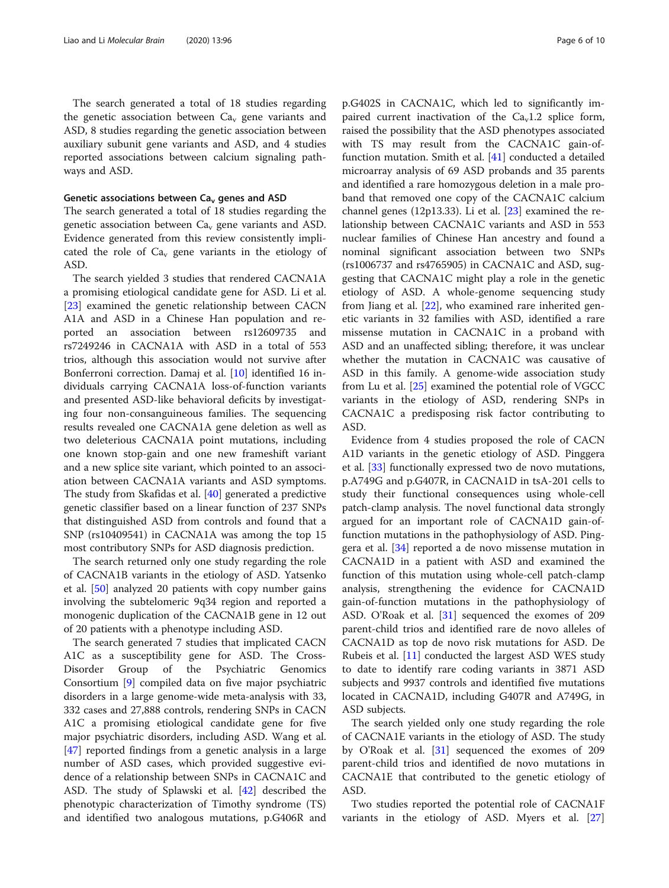The search generated a total of 18 studies regarding the genetic association between $Ca_v$ gene variants and ASD, 8 studies regarding the genetic association between auxiliary subunit gene variants and ASD, and 4 studies reported associations between calcium signaling pathways and ASD.

#### Genetic associations between $Ca_v$ genes and ASD

The search generated a total of 18 studies regarding the genetic association between $Ca_v$ gene variants and ASD. Evidence generated from this review consistently implicated the role of $Ca_v$ gene variants in the etiology of ASD.

The search yielded 3 studies that rendered CACNA1A a promising etiological candidate gene for ASD. Li et al. [23] examined the genetic relationship between CACNA1A and ASD in a Chinese Han population and reported an association between rs12609735 and rs7249246 in CACNA1A with ASD in a total of 553 trios, although this association would not survive after Bonferroni correction. Damaj et al. [10] identified 16 individuals carrying CACNA1A loss-of-function variants and presented ASD-like behavioral deficits by investigating four non-consanguineous families. The sequencing results revealed one CACNA1A gene deletion as well as two deleterious CACNA1A point mutations, including one known stop-gain and one new frameshift variant and a new splice site variant, which pointed to an association between CACNA1A variants and ASD symptoms. The study from Skafidas et al. [40] generated a predictive genetic classifier based on a linear function of 237 SNPs that distinguished ASD from controls and found that a SNP (rs10409541) in CACNA1A was among the top 15 most contributory SNPs for ASD diagnosis prediction.

The search returned only one study regarding the role of CACNA1B variants in the etiology of ASD. Yatsenko et al. [50] analyzed 20 patients with copy number gains involving the subtelomeric 9q34 region and reported a monogenic duplication of the CACNA1B gene in 12 out of 20 patients with a phenotype including ASD.

The search generated 7 studies that implicated CACNA1C as a susceptibility gene for ASD. The Cross-Disorder Group of the Psychiatric Genomics Consortium [9] compiled data on five major psychiatric disorders in a large genome-wide meta-analysis with 33,332 cases and 27,888 controls, rendering SNPs in CACNA1C a promising etiological candidate gene for five major psychiatric disorders, including ASD. Wang et al. [47] reported findings from a genetic analysis in a large number of ASD cases, which provided suggestive evidence of a relationship between SNPs in CACNA1C and ASD. The study of Splawski et al. [42] described the phenotypic characterization of Timothy syndrome (TS) and identified two analogous mutations, p.G406R and p.G402S in CACNA1C, which led to significantly impaired current inactivation of the $Ca_v1.2$ splice form, raised the possibility that the ASD phenotypes associated with TS may result from the CACNA1C gain-of-function mutation. Smith et al. [41] conducted a detailed microarray analysis of 69 ASD probands and 35 parents and identified a rare homozygous deletion in a male proband that removed one copy of the CACNA1C calcium channel genes (12p13.33). Li et al. [23] examined the relationship between CACNA1C variants and ASD in 553 nuclear families of Chinese Han ancestry and found a nominal significant association between two SNPs (rs1006737 and rs4765905) in CACNA1C and ASD, suggesting that CACNA1C might play a role in the genetic etiology of ASD. A whole-genome sequencing study from Jiang et al. [22], who examined rare inherited genetic variants in 32 families with ASD, identified a rare missense mutation in CACNA1C in a proband with ASD and an unaffected sibling; therefore, it was unclear whether the mutation in CACNA1C was causative of ASD in this family. A genome-wide association study from Lu et al. [25] examined the potential role of VGCC variants in the etiology of ASD, rendering SNPs in CACNA1C a predisposing risk factor contributing to ASD.

Evidence from 4 studies proposed the role of CACNA1D variants in the genetic etiology of ASD. Pinggera et al. [33] functionally expressed two de novo mutations, p.A749G and p.G407R, in CACNA1D in tsA-201 cells to study their functional consequences using whole-cell patch-clamp analysis. The novel functional data strongly argued for an important role of CACNA1D gain-of-function mutations in the pathophysiology of ASD. Pinggera et al. [34] reported a de novo missense mutation in CACNA1D in a patient with ASD and examined the function of this mutation using whole-cell patch-clamp analysis, strengthening the evidence for CACNA1D gain-of-function mutations in the pathophysiology of ASD. O'Roak et al. [31] sequenced the exomes of 209 parent-child trios and identified rare de novo alleles of CACNA1D as top de novo risk mutations for ASD. De Rubeis et al. [11] conducted the largest ASD WES study to date to identify rare coding variants in 3871 ASD subjects and 9937 controls and identified five mutations located in CACNA1D, including G407R and A749G, in ASD subjects.

The search yielded only one study regarding the role of CACNA1E variants in the etiology of ASD. The study by O'Roak et al. [31] sequenced the exomes of 209 parent-child trios and identified de novo mutations in CACNA1E that contributed to the genetic etiology of ASD.

Two studies reported the potential role of CACNA1F variants in the etiology of ASD. Myers et al. [27]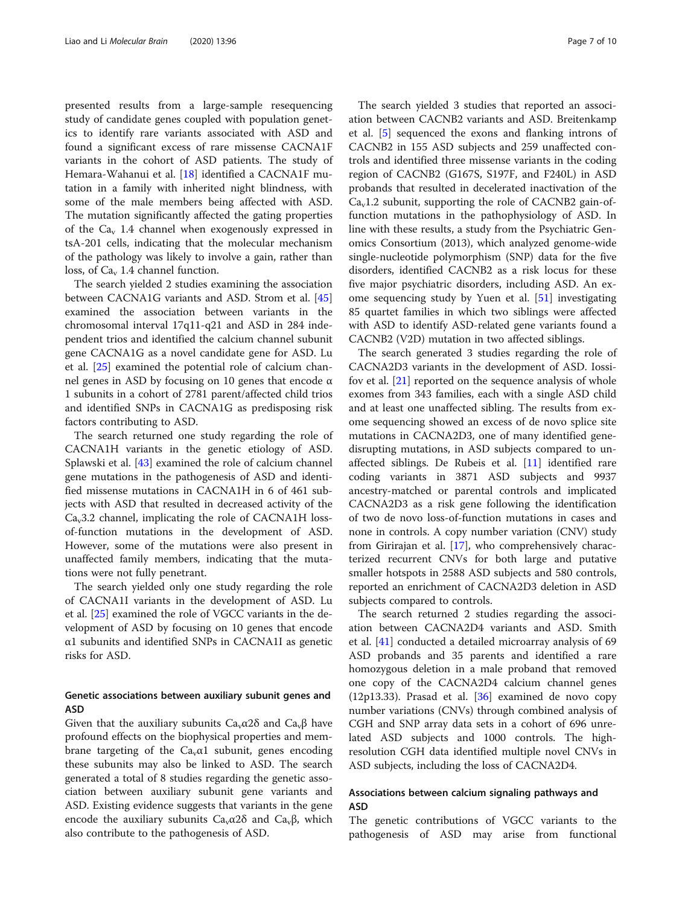presented results from a large-sample resequencing study of candidate genes coupled with population genetics to identify rare variants associated with ASD and found a significant excess of rare missense CACNA1F variants in the cohort of ASD patients. The study of Hemara-Wahanui et al. [18] identified a CACNA1F mutation in a family with inherited night blindness, with some of the male members being affected with ASD. The mutation significantly affected the gating properties of the $Ca_v$ 1.4 channel when exogenously expressed in tsA-201 cells, indicating that the molecular mechanism of the pathology was likely to involve a gain, rather than loss, of $Ca_v$ 1.4 channel function.

The search yielded 2 studies examining the association between CACNA1G variants and ASD. Strom et al. [45] examined the association between variants in the chromosomal interval 17q11-q21 and ASD in 284 independent trios and identified the calcium channel subunit gene CACNA1G as a novel candidate gene for ASD. Lu et al. [25] examined the potential role of calcium channel genes in ASD by focusing on 10 genes that encode α 1 subunits in a cohort of 2781 parent/affected child trios and identified SNPs in CACNA1G as predisposing risk factors contributing to ASD.

The search returned one study regarding the role of CACNA1H variants in the genetic etiology of ASD. Splawski et al. [43] examined the role of calcium channel gene mutations in the pathogenesis of ASD and identified missense mutations in CACNA1H in 6 of 461 subjects with ASD that resulted in decreased activity of the $Ca_v3.2$ channel, implicating the role of CACNA1H loss-of-function mutations in the development of ASD. However, some of the mutations were also present in unaffected family members, indicating that the mutations were not fully penetrant.

The search yielded only one study regarding the role of CACNA1I variants in the development of ASD. Lu et al. [25] examined the role of VGCC variants in the development of ASD by focusing on 10 genes that encode α1 subunits and identified SNPs in CACNA1I as genetic risks for ASD.

## Genetic associations between auxiliary subunit genes and ASD

Given that the auxiliary subunits $Ca_v\alpha 2\delta$ and $Ca_v\beta$ have profound effects on the biophysical properties and membrane targeting of the $Ca_v\alpha 1$ subunit, genes encoding these subunits may also be linked to ASD. The search generated a total of 8 studies regarding the genetic association between auxiliary subunit gene variants and ASD. Existing evidence suggests that variants in the gene encode the auxiliary subunits $Ca_v\alpha 2\delta$ and $Ca_v\beta$, which also contribute to the pathogenesis of ASD.

The search yielded 3 studies that reported an association between CACNB2 variants and ASD. Breitenkamp et al. [5] sequenced the exons and flanking introns of CACNB2 in 155 ASD subjects and 259 unaffected controls and identified three missense variants in the coding region of CACNB2 (G167S, S197F, and F240L) in ASD probands that resulted in decelerated inactivation of the $Ca_v1.2$ subunit, supporting the role of CACNB2 gain-of-function mutations in the pathophysiology of ASD. In line with these results, a study from the Psychiatric Genomics Consortium (2013), which analyzed genome-wide single-nucleotide polymorphism (SNP) data for the five disorders, identified CACNB2 as a risk locus for these five major psychiatric disorders, including ASD. An exome sequencing study by Yuen et al. [51] investigating 85 quartet families in which two siblings were affected with ASD to identify ASD-related gene variants found a CACNB2 (V2D) mutation in two affected siblings.

The search generated 3 studies regarding the role of CACNA2D3 variants in the development of ASD. Iossifov et al. [21] reported on the sequence analysis of whole exomes from 343 families, each with a single ASD child and at least one unaffected sibling. The results from exome sequencing showed an excess of de novo splice site mutations in CACNA2D3, one of many identified gene-disrupting mutations, in ASD subjects compared to unaffected siblings. De Rubeis et al. [11] identified rare coding variants in 3871 ASD subjects and 9937 ancestry-matched or parental controls and implicated CACNA2D3 as a risk gene following the identification of two de novo loss-of-function mutations in cases and none in controls. A copy number variation (CNV) study from Girirajan et al. [17], who comprehensively characterized recurrent CNVs for both large and putative smaller hotspots in 2588 ASD subjects and 580 controls, reported an enrichment of CACNA2D3 deletion in ASD subjects compared to controls.

The search returned 2 studies regarding the association between CACNA2D4 variants and ASD. Smith et al. [41] conducted a detailed microarray analysis of 69 ASD probands and 35 parents and identified a rare homozygous deletion in a male proband that removed one copy of the CACNA2D4 calcium channel genes (12p13.33). Prasad et al. [36] examined de novo copy number variations (CNVs) through combined analysis of CGH and SNP array data sets in a cohort of 696 unrelated ASD subjects and 1000 controls. The high-resolution CGH data identified multiple novel CNVs in ASD subjects, including the loss of CACNA2D4.

## Associations between calcium signaling pathways and ASD

The genetic contributions of VGCC variants to the pathogenesis of ASD may arise from functional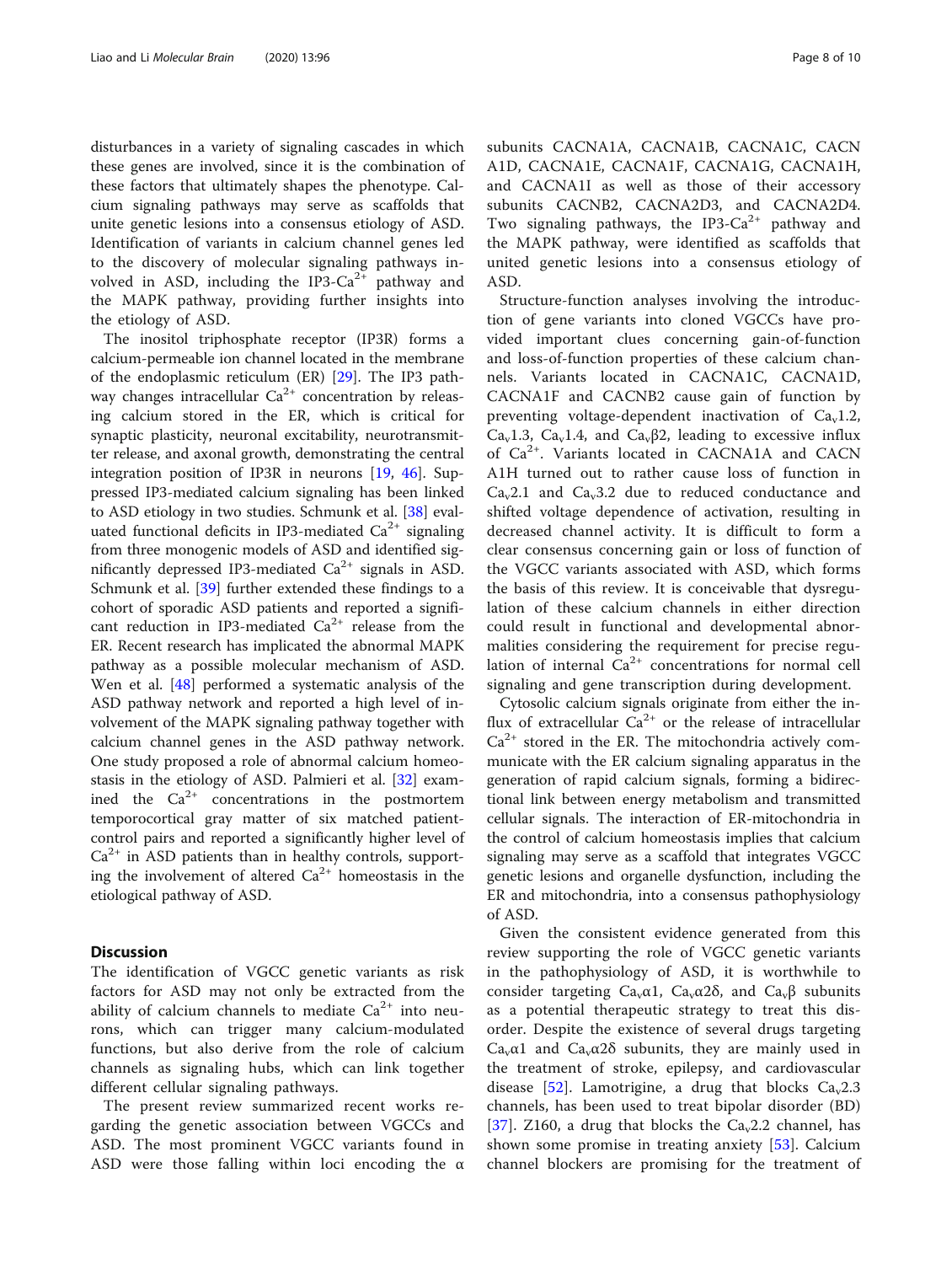disturbances in a variety of signaling cascades in which these genes are involved, since it is the combination of these factors that ultimately shapes the phenotype. Calcium signaling pathways may serve as scaffolds that unite genetic lesions into a consensus etiology of ASD. Identification of variants in calcium channel genes led to the discovery of molecular signaling pathways involved in ASD, including the IP3-$Ca^{2+}$ pathway and the MAPK pathway, providing further insights into the etiology of ASD.

The inositol triphosphate receptor (IP3R) forms a calcium-permeable ion channel located in the membrane of the endoplasmic reticulum (ER) [29]. The IP3 pathway changes intracellular $Ca^{2+}$ concentration by releasing calcium stored in the ER, which is critical for synaptic plasticity, neuronal excitability, neurotransmitter release, and axonal growth, demonstrating the central integration position of IP3R in neurons [19, 46]. Suppressed IP3-mediated calcium signaling has been linked to ASD etiology in two studies. Schmunk et al. [38] evaluated functional deficits in IP3-mediated $Ca^{2+}$ signaling from three monogenic models of ASD and identified significantly depressed IP3-mediated $Ca^{2+}$ signals in ASD. Schmunk et al. [39] further extended these findings to a cohort of sporadic ASD patients and reported a significant reduction in IP3-mediated $Ca^{2+}$ release from the ER. Recent research has implicated the abnormal MAPK pathway as a possible molecular mechanism of ASD. Wen et al. [48] performed a systematic analysis of the ASD pathway network and reported a high level of involvement of the MAPK signaling pathway together with calcium channel genes in the ASD pathway network. One study proposed a role of abnormal calcium homeostasis in the etiology of ASD. Palmieri et al. [32] examined the $Ca^{2+}$ concentrations in the postmortem temporocortical gray matter of six matched patient-control pairs and reported a significantly higher level of $Ca^{2+}$ in ASD patients than in healthy controls, supporting the involvement of altered $Ca^{2+}$ homeostasis in the etiological pathway of ASD.

## Discussion

The identification of VGCC genetic variants as risk factors for ASD may not only be extracted from the ability of calcium channels to mediate $Ca^{2+}$ into neurons, which can trigger many calcium-modulated functions, but also derive from the role of calcium channels as signaling hubs, which can link together different cellular signaling pathways.

The present review summarized recent works regarding the genetic association between VGCCs and ASD. The most prominent VGCC variants found in ASD were those falling within loci encoding the α subunits CACNA1A, CACNA1B, CACNA1C, CACNA1D, CACNA1E, CACNA1F, CACNA1G, CACNA1H, and CACNA1I as well as those of their accessory subunits CACNB2, CACNA2D3, and CACNA2D4. Two signaling pathways, the IP3-$Ca^{2+}$ pathway and the MAPK pathway, were identified as scaffolds that united genetic lesions into a consensus etiology of ASD.

Structure-function analyses involving the introduction of gene variants into cloned VGCCs have provided important clues concerning gain-of-function and loss-of-function properties of these calcium channels. Variants located in CACNA1C, CACNA1D, CACNA1F and CACNB2 cause gain of function by preventing voltage-dependent inactivation of $Ca_v1.2$, $Ca_v1.3$, $Ca_v1.4$, and $Ca_v\beta2$, leading to excessive influx of $Ca^{2+}$. Variants located in CACNA1A and CACNA1H turned out to rather cause loss of function in $Ca_v2.1$ and $Ca_v3.2$ due to reduced conductance and shifted voltage dependence of activation, resulting in decreased channel activity. It is difficult to form a clear consensus concerning gain or loss of function of the VGCC variants associated with ASD, which forms the basis of this review. It is conceivable that dysregulation of these calcium channels in either direction could result in functional and developmental abnormalities considering the requirement for precise regulation of internal $Ca^{2+}$ concentrations for normal cell signaling and gene transcription during development.

Cytosolic calcium signals originate from either the influx of extracellular $Ca^{2+}$ or the release of intracellular $Ca^{2+}$ stored in the ER. The mitochondria actively communicate with the ER calcium signaling apparatus in the generation of rapid calcium signals, forming a bidirectional link between energy metabolism and transmitted cellular signals. The interaction of ER-mitochondria in the control of calcium homeostasis implies that calcium signaling may serve as a scaffold that integrates VGCC genetic lesions and organelle dysfunction, including the ER and mitochondria, into a consensus pathophysiology of ASD.

Given the consistent evidence generated from this review supporting the role of VGCC genetic variants in the pathophysiology of ASD, it is worthwhile to consider targeting $Ca_v\alpha1$, $Ca_v\alpha2\delta$, and $Ca_v\beta$ subunits as a potential therapeutic strategy to treat this disorder. Despite the existence of several drugs targeting $Ca_v\alpha1$ and $Ca_v\alpha2\delta$ subunits, they are mainly used in the treatment of stroke, epilepsy, and cardiovascular disease [52]. Lamotrigine, a drug that blocks $Ca_v2.3$ channels, has been used to treat bipolar disorder (BD) [37]. Z160, a drug that blocks the $Ca_v2.2$ channel, has shown some promise in treating anxiety [53]. Calcium channel blockers are promising for the treatment of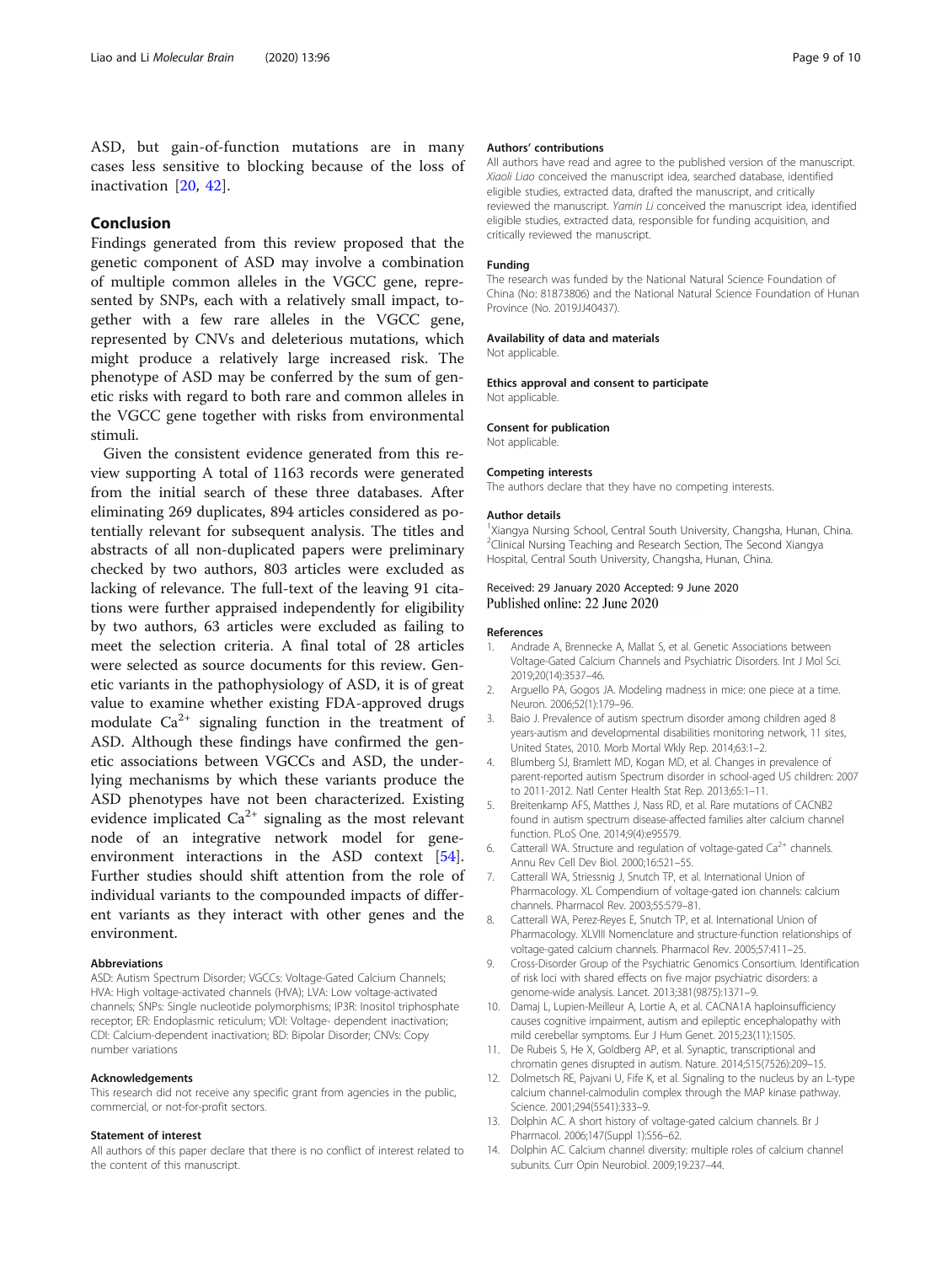ASD, but gain-of-function mutations are in many cases less sensitive to blocking because of the loss of inactivation [20, 42].

## Conclusion

Findings generated from this review proposed that the genetic component of ASD may involve a combination of multiple common alleles in the VGCC gene, represented by SNPs, each with a relatively small impact, together with a few rare alleles in the VGCC gene, represented by CNVs and deleterious mutations, which might produce a relatively large increased risk. The phenotype of ASD may be conferred by the sum of genetic risks with regard to both rare and common alleles in the VGCC gene together with risks from environmental stimuli.

Given the consistent evidence generated from this review supporting A total of 1163 records were generated from the initial search of these three databases. After eliminating 269 duplicates, 894 articles considered as potentially relevant for subsequent analysis. The titles and abstracts of all non-duplicated papers were preliminary checked by two authors, 803 articles were excluded as lacking of relevance. The full-text of the leaving 91 citations were further appraised independently for eligibility by two authors, 63 articles were excluded as failing to meet the selection criteria. A final total of 28 articles were selected as source documents for this review. Genetic variants in the pathophysiology of ASD, it is of great value to examine whether existing FDA-approved drugs modulate $Ca^{2+}$ signaling function in the treatment of ASD. Although these findings have confirmed the genetic associations between VGCCs and ASD, the underlying mechanisms by which these variants produce the ASD phenotypes have not been characterized. Existing evidence implicated $Ca^{2+}$ signaling as the most relevant node of an integrative network model for gene-environment interactions in the ASD context [54]. Further studies should shift attention from the role of individual variants to the compounded impacts of different variants as they interact with other genes and the environment.

#### Abbreviations

ASD: Autism Spectrum Disorder; VGCCs: Voltage-Gated Calcium Channels; HVA: High voltage-activated channels (HVA); LVA: Low voltage-activated channels; SNPs: Single nucleotide polymorphisms; IP3R: Inositol triphosphate receptor; ER: Endoplasmic reticulum; VDI: Voltage- dependent inactivation; CDI: Calcium-dependent inactivation; BD: Bipolar Disorder; CNVs: Copy number variations

#### Acknowledgements

This research did not receive any specific grant from agencies in the public, commercial, or not-for-profit sectors.

#### Statement of interest

All authors of this paper declare that there is no conflict of interest related to the content of this manuscript.

#### Authors' contributions

All authors have read and agree to the published version of the manuscript. *Xiaoli Liao* conceived the manuscript idea, searched database, identified eligible studies, extracted data, drafted the manuscript, and critically reviewed the manuscript. *Yamin Li* conceived the manuscript idea, identified eligible studies, extracted data, responsible for funding acquisition, and critically reviewed the manuscript.

#### Funding

The research was funded by the National Natural Science Foundation of China (No: 81873806) and the National Natural Science Foundation of Hunan Province (No. 2019JJ40437).

#### Availability of data and materials

Not applicable.

#### Ethics approval and consent to participate

Not applicable.

#### Consent for publication

Not applicable.

#### Competing interests

The authors declare that they have no competing interests.

#### Author details

[1]Xiangya Nursing School, Central South University, Changsha, Hunan, China. [2]Clinical Nursing Teaching and Research Section, The Second Xiangya Hospital, Central South University, Changsha, Hunan, China.

Received: 29 January 2020 Accepted: 9 June 2020
Published online: 22 June 2020

#### References

1. Andrade A, Brennecke A, Mallat S, et al. Genetic Associations between Voltage-Gated Calcium Channels and Psychiatric Disorders. Int J Mol Sci. 2019;20(14):3537–46.
2. Arguello PA, Gogos JA. Modeling madness in mice: one piece at a time. Neuron. 2006;52(1):179–96.
3. Baio J. Prevalence of autism spectrum disorder among children aged 8 years-autism and developmental disabilities monitoring network, 11 sites, United States, 2010. Morb Mortal Wkly Rep. 2014;63:1–2.
4. Blumberg SJ, Bramlett MD, Kogan MD, et al. Changes in prevalence of parent-reported autism Spectrum disorder in school-aged US children: 2007 to 2011-2012. Natl Center Health Stat Rep. 2013;65:1–11.
5. Breitenkamp AFS, Matthes J, Nass RD, et al. Rare mutations of CACNB2 found in autism spectrum disease-affected families alter calcium channel function. PLoS One. 2014;9(4):e95579.
6. Catterall WA. Structure and regulation of voltage-gated $Ca^{2+}$ channels. Annu Rev Cell Dev Biol. 2000;16:521–55.
7. Catterall WA, Striessnig J, Snutch TP, et al. International Union of Pharmacology. XL Compendium of voltage-gated ion channels: calcium channels. Pharmacol Rev. 2003;55:579–81.
8. Catterall WA, Perez-Reyes E, Snutch TP, et al. International Union of Pharmacology. XLVIII Nomenclature and structure-function relationships of voltage-gated calcium channels. Pharmacol Rev. 2005;57:411–25.
9. Cross-Disorder Group of the Psychiatric Genomics Consortium. Identification of risk loci with shared effects on five major psychiatric disorders: a genome-wide analysis. Lancet. 2013;381(9875):1371–9.
10. Damaj L, Lupien-Meilleur A, Lortie A, et al. CACNA1A haploinsufficiency causes cognitive impairment, autism and epileptic encephalopathy with mild cerebellar symptoms. Eur J Hum Genet. 2015;23(11):1505.
11. De Rubeis S, He X, Goldberg AP, et al. Synaptic, transcriptional and chromatin genes disrupted in autism. Nature. 2014;515(7526):209–15.
12. Dolmetsch RE, Pajvani U, Fife K, et al. Signaling to the nucleus by an L-type calcium channel-calmodulin complex through the MAP kinase pathway. Science. 2001;294(5541):333–9.
13. Dolphin AC. A short history of voltage-gated calcium channels. Br J Pharmacol. 2006;147(Suppl 1):S56–62.
14. Dolphin AC. Calcium channel diversity: multiple roles of calcium channel subunits. Curr Opin Neurobiol. 2009;19:237–44.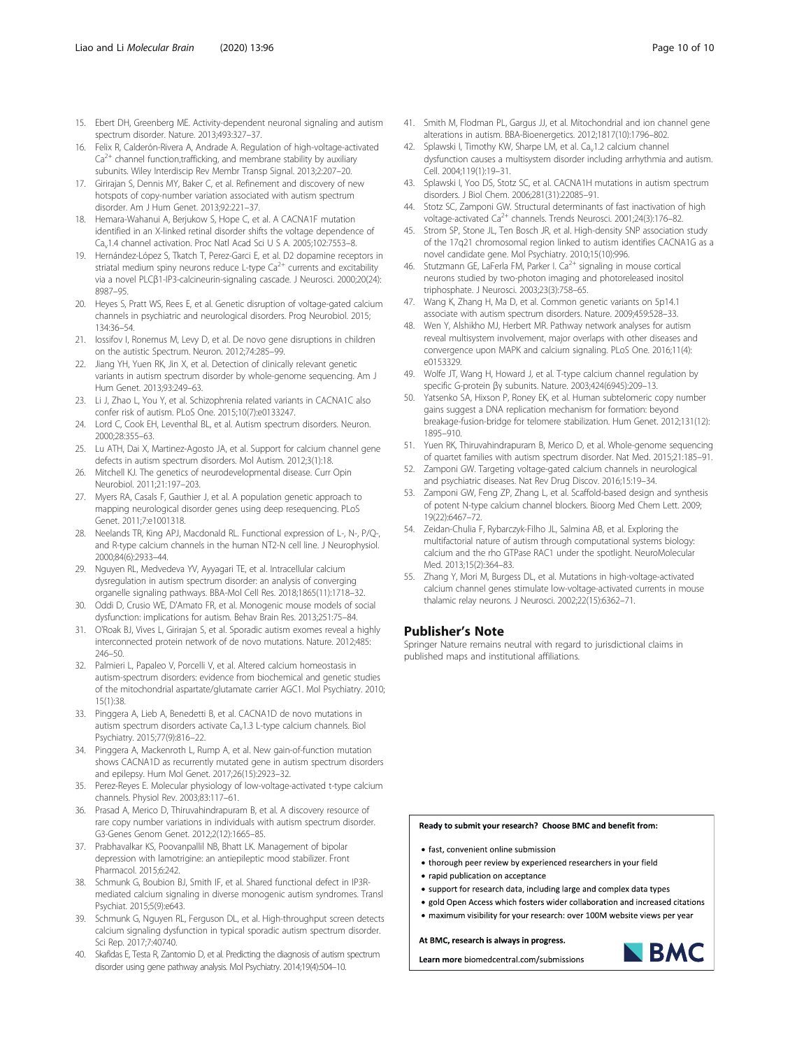15. Ebert DH, Greenberg ME. Activity-dependent neuronal signaling and autism spectrum disorder. Nature. 2013;493:327–37.
16. Felix R, Calderón-Rivera A, Andrade A. Regulation of high-voltage-activated $Ca^{2+}$ channel function,trafficking, and membrane stability by auxiliary subunits. Wiley Interdiscip Rev Membr Transp Signal. 2013;2:207–20.
17. Girirajan S, Dennis MY, Baker C, et al. Refinement and discovery of new hotspots of copy-number variation associated with autism spectrum disorder. Am J Hum Genet. 2013;92:221–37.
18. Hemara-Wahanui A, Berjukow S, Hope C, et al. A CACNA1F mutation identified in an X-linked retinal disorder shifts the voltage dependence of $Ca_v1.4$ channel activation. Proc Natl Acad Sci U S A. 2005;102:7553–8.
19. Hernández-López S, Tkatch T, Perez-Garci E, et al. D2 dopamine receptors in striatal medium spiny neurons reduce L-type $Ca^{2+}$ currents and excitability via a novel PLCβ1-IP3-calcineurin-signaling cascade. J Neurosci. 2000;20(24): 8987–95.
20. Heyes S, Pratt WS, Rees E, et al. Genetic disruption of voltage-gated calcium channels in psychiatric and neurological disorders. Prog Neurobiol. 2015; 134:36–54.
21. Iossifov I, Ronemus M, Levy D, et al. De novo gene disruptions in children on the autistic Spectrum. Neuron. 2012;74:285–99.
22. Jiang YH, Yuen RK, Jin X, et al. Detection of clinically relevant genetic variants in autism spectrum disorder by whole-genome sequencing. Am J Hum Genet. 2013;93:249–63.
23. Li J, Zhao L, You Y, et al. Schizophrenia related variants in CACNA1C also confer risk of autism. PLoS One. 2015;10(7):e0133247.
24. Lord C, Cook EH, Leventhal BL, et al. Autism spectrum disorders. Neuron. 2000;28:355–63.
25. Lu ATH, Dai X, Martinez-Agosto JA, et al. Support for calcium channel gene defects in autism spectrum disorders. Mol Autism. 2012;3(1):18.
26. Mitchell KJ. The genetics of neurodevelopmental disease. Curr Opin Neurobiol. 2011;21:197–203.
27. Myers RA, Casals F, Gauthier J, et al. A population genetic approach to mapping neurological disorder genes using deep resequencing. PLoS Genet. 2011;7:e1001318.
28. Neelands TR, King APJ, Macdonald RL. Functional expression of L-, N-, P/Q-, and R-type calcium channels in the human NT2-N cell line. J Neurophysiol. 2000;84(6):2933–44.
29. Nguyen RL, Medvedeva YV, Ayyagari TE, et al. Intracellular calcium dysregulation in autism spectrum disorder: an analysis of converging organelle signaling pathways. BBA-Mol Cell Res. 2018;1865(11):1718–32.
30. Oddi D, Crusio WE, D'Amato FR, et al. Monogenic mouse models of social dysfunction: implications for autism. Behav Brain Res. 2013;251:75–84.
31. O'Roak BJ, Vives L, Girirajan S, et al. Sporadic autism exomes reveal a highly interconnected protein network of de novo mutations. Nature. 2012;485: 246–50.
32. Palmieri L, Papaleo V, Porcelli V, et al. Altered calcium homeostasis in autism-spectrum disorders: evidence from biochemical and genetic studies of the mitochondrial aspartate/glutamate carrier AGC1. Mol Psychiatry. 2010; 15(1):38.
33. Pinggera A, Lieb A, Benedetti B, et al. CACNA1D de novo mutations in autism spectrum disorders activate $Ca_v1.3$ L-type calcium channels. Biol Psychiatry. 2015;77(9):816–22.
34. Pinggera A, Mackenroth L, Rump A, et al. New gain-of-function mutation shows CACNA1D as recurrently mutated gene in autism spectrum disorders and epilepsy. Hum Mol Genet. 2017;26(15):2923–32.
35. Perez-Reyes E. Molecular physiology of low-voltage-activated t-type calcium channels. Physiol Rev. 2003;83:117–61.
36. Prasad A, Merico D, Thiruvahindrapuram B, et al. A discovery resource of rare copy number variations in individuals with autism spectrum disorder. G3-Genes Genom Genet. 2012;2(12):1665–85.
37. Prabhavalkar KS, Poovanpallil NB, Bhatt LK. Management of bipolar depression with lamotrigine: an antiepileptic mood stabilizer. Front Pharmacol. 2015;6:242.
38. Schmunk G, Boubion BJ, Smith IF, et al. Shared functional defect in IP3R-mediated calcium signaling in diverse monogenic autism syndromes. Transl Psychiat. 2015;5(9):e643.
39. Schmunk G, Nguyen RL, Ferguson DL, et al. High-throughput screen detects calcium signaling dysfunction in typical sporadic autism spectrum disorder. Sci Rep. 2017;7:40740.
40. Skafidas E, Testa R, Zantomio D, et al. Predicting the diagnosis of autism spectrum disorder using gene pathway analysis. Mol Psychiatry. 2014;19(4):504–10.
41. Smith M, Flodman PL, Gargus JJ, et al. Mitochondrial and ion channel gene alterations in autism. BBA-Bioenergetics. 2012;1817(10):1796–802.
42. Splawski I, Timothy KW, Sharpe LM, et al. $Ca_v1.2$ calcium channel dysfunction causes a multisystem disorder including arrhythmia and autism. Cell. 2004;119(1):19–31.
43. Splawski I, Yoo DS, Stotz SC, et al. CACNA1H mutations in autism spectrum disorders. J Biol Chem. 2006;281(31):22085–91.
44. Stotz SC, Zamponi GW. Structural determinants of fast inactivation of high voltage-activated $Ca^{2+}$ channels. Trends Neurosci. 2001;24(3):176–82.
45. Strom SP, Stone JL, Ten Bosch JR, et al. High-density SNP association study of the 17q21 chromosomal region linked to autism identifies CACNA1G as a novel candidate gene. Mol Psychiatry. 2010;15(10):996.
46. Stutzmann GE, LaFerla FM, Parker I. $Ca^{2+}$ signaling in mouse cortical neurons studied by two-photon imaging and photoreleased inositol triphosphate. J Neurosci. 2003;23(3):758–65.
47. Wang K, Zhang H, Ma D, et al. Common genetic variants on 5p14.1 associate with autism spectrum disorders. Nature. 2009;459:528–33.
48. Wen Y, Alshikho MJ, Herbert MR. Pathway network analyses for autism reveal multisystem involvement, major overlaps with other diseases and convergence upon MAPK and calcium signaling. PLoS One. 2016;11(4): e0153329.
49. Wolfe JT, Wang H, Howard J, et al. T-type calcium channel regulation by specific G-protein βγ subunits. Nature. 2003;424(6945):209–13.
50. Yatsenko SA, Hixson P, Roney EK, et al. Human subtelomeric copy number gains suggest a DNA replication mechanism for formation: beyond breakage-fusion-bridge for telomere stabilization. Hum Genet. 2012;131(12): 1895–910.
51. Yuen RK, Thiruvahindrapuram B, Merico D, et al. Whole-genome sequencing of quartet families with autism spectrum disorder. Nat Med. 2015;21:185–91.
52. Zamponi GW. Targeting voltage-gated calcium channels in neurological and psychiatric diseases. Nat Rev Drug Discov. 2016;15:19–34.
53. Zamponi GW, Feng ZP, Zhang L, et al. Scaffold-based design and synthesis of potent N-type calcium channel blockers. Bioorg Med Chem Lett. 2009; 19(22):6467–72.
54. Zeidan-Chulia F, Rybarczyk-Filho JL, Salmina AB, et al. Exploring the multifactorial nature of autism through computational systems biology: calcium and the rho GTPase RAC1 under the spotlight. NeuroMolecular Med. 2013;15(2):364–83.
55. Zhang Y, Mori M, Burgess DL, et al. Mutations in high-voltage-activated calcium channel genes stimulate low-voltage-activated currents in mouse thalamic relay neurons. J Neurosci. 2002;22(15):6362–71.

## Publisher's Note

Springer Nature remains neutral with regard to jurisdictional claims in published maps and institutional affiliations.

**Ready to submit your research? Choose BMC and benefit from:**

- fast, convenient online submission
- thorough peer review by experienced researchers in your field
- rapid publication on acceptance
- support for research data, including large and complex data types
- gold Open Access which fosters wider collaboration and increased citations
- maximum visibility for your research: over 100M website views per year

**At BMC, research is always in progress.**

**Learn more** biomedcentral.com/submissions

BMC